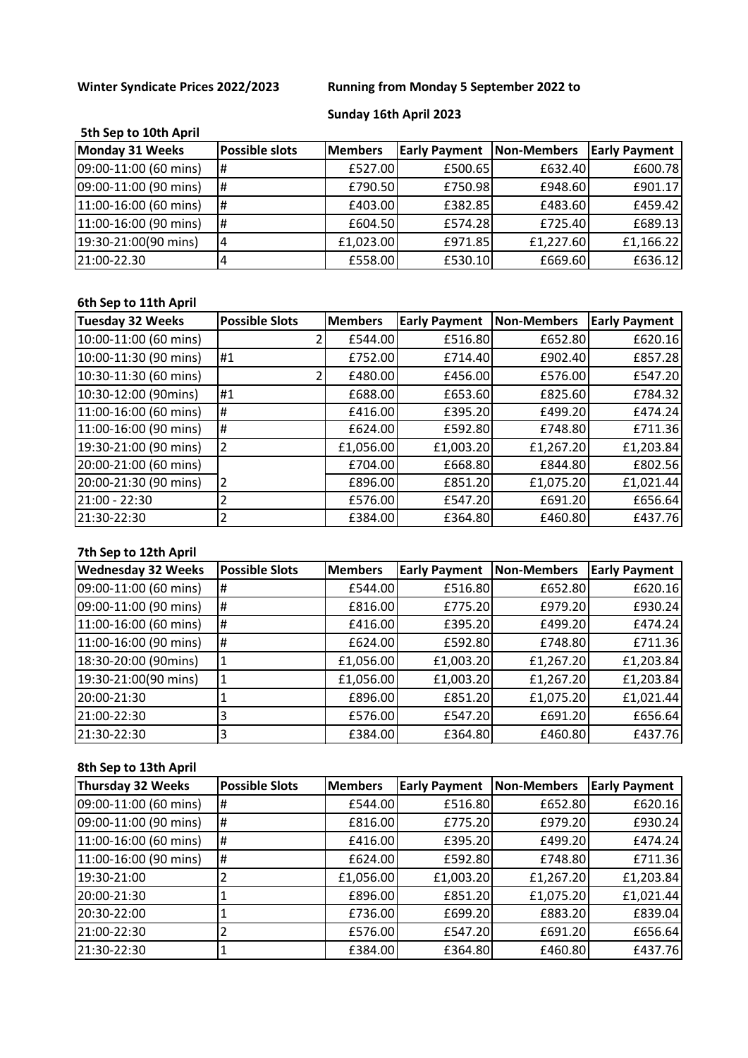**Winter Syndicate Prices 2022/2023** **Running from Monday 5 September 2022 to**

**Sunday 16th April 2023**

**5th Sep to 10th April**

| Monday 31 Weeks | Possible slots | Members | Early Payment | Non-Members | Early Payment |
|---|---|---|---|---|---|
| 09:00-11:00 (60 mins) | # | £527.00 | £500.65 | £632.40 | £600.78 |
| 09:00-11:00 (90 mins) | # | £790.50 | £750.98 | £948.60 | £901.17 |
| 11:00-16:00 (60 mins) | # | £403.00 | £382.85 | £483.60 | £459.42 |
| 11:00-16:00 (90 mins) | # | £604.50 | £574.28 | £725.40 | £689.13 |
| 19:30-21:00(90 mins) | 4 | £1,023.00 | £971.85 | £1,227.60 | £1,166.22 |
| 21:00-22.30 | 4 | £558.00 | £530.10 | £669.60 | £636.12 |

**6th Sep to 11th April**

| Tuesday 32 Weeks | Possible Slots | Members | Early Payment | Non-Members | Early Payment |
|---|---|---|---|---|---|
| 10:00-11:00 (60 mins) | 2 | £544.00 | £516.80 | £652.80 | £620.16 |
| 10:00-11:30 (90 mins) | #1 | £752.00 | £714.40 | £902.40 | £857.28 |
| 10:30-11:30 (60 mins) | 2 | £480.00 | £456.00 | £576.00 | £547.20 |
| 10:30-12:00 (90mins) | #1 | £688.00 | £653.60 | £825.60 | £784.32 |
| 11:00-16:00 (60 mins) | # | £416.00 | £395.20 | £499.20 | £474.24 |
| 11:00-16:00 (90 mins) | # | £624.00 | £592.80 | £748.80 | £711.36 |
| 19:30-21:00 (90 mins) | 2 | £1,056.00 | £1,003.20 | £1,267.20 | £1,203.84 |
| 20:00-21:00 (60 mins) | | £704.00 | £668.80 | £844.80 | £802.56 |
| 20:00-21:30 (90 mins) | 2 | £896.00 | £851.20 | £1,075.20 | £1,021.44 |
| 21:00 - 22:30 | 2 | £576.00 | £547.20 | £691.20 | £656.64 |
| 21:30-22:30 | 2 | £384.00 | £364.80 | £460.80 | £437.76 |

**7th Sep to 12th April**

| Wednesday 32 Weeks | Possible Slots | Members | Early Payment | Non-Members | Early Payment |
|---|---|---|---|---|---|
| 09:00-11:00 (60 mins) | # | £544.00 | £516.80 | £652.80 | £620.16 |
| 09:00-11:00 (90 mins) | # | £816.00 | £775.20 | £979.20 | £930.24 |
| 11:00-16:00 (60 mins) | # | £416.00 | £395.20 | £499.20 | £474.24 |
| 11:00-16:00 (90 mins) | # | £624.00 | £592.80 | £748.80 | £711.36 |
| 18:30-20:00 (90mins) | 1 | £1,056.00 | £1,003.20 | £1,267.20 | £1,203.84 |
| 19:30-21:00(90 mins) | 1 | £1,056.00 | £1,003.20 | £1,267.20 | £1,203.84 |
| 20:00-21:30 | 1 | £896.00 | £851.20 | £1,075.20 | £1,021.44 |
| 21:00-22:30 | 3 | £576.00 | £547.20 | £691.20 | £656.64 |
| 21:30-22:30 | 3 | £384.00 | £364.80 | £460.80 | £437.76 |

**8th Sep to 13th April**

| Thursday 32 Weeks | Possible Slots | Members | Early Payment | Non-Members | Early Payment |
|---|---|---|---|---|---|
| 09:00-11:00 (60 mins) | # | £544.00 | £516.80 | £652.80 | £620.16 |
| 09:00-11:00 (90 mins) | # | £816.00 | £775.20 | £979.20 | £930.24 |
| 11:00-16:00 (60 mins) | # | £416.00 | £395.20 | £499.20 | £474.24 |
| 11:00-16:00 (90 mins) | # | £624.00 | £592.80 | £748.80 | £711.36 |
| 19:30-21:00 | 2 | £1,056.00 | £1,003.20 | £1,267.20 | £1,203.84 |
| 20:00-21:30 | 1 | £896.00 | £851.20 | £1,075.20 | £1,021.44 |
| 20:30-22:00 | 1 | £736.00 | £699.20 | £883.20 | £839.04 |
| 21:00-22:30 | 2 | £576.00 | £547.20 | £691.20 | £656.64 |
| 21:30-22:30 | 1 | £384.00 | £364.80 | £460.80 | £437.76 |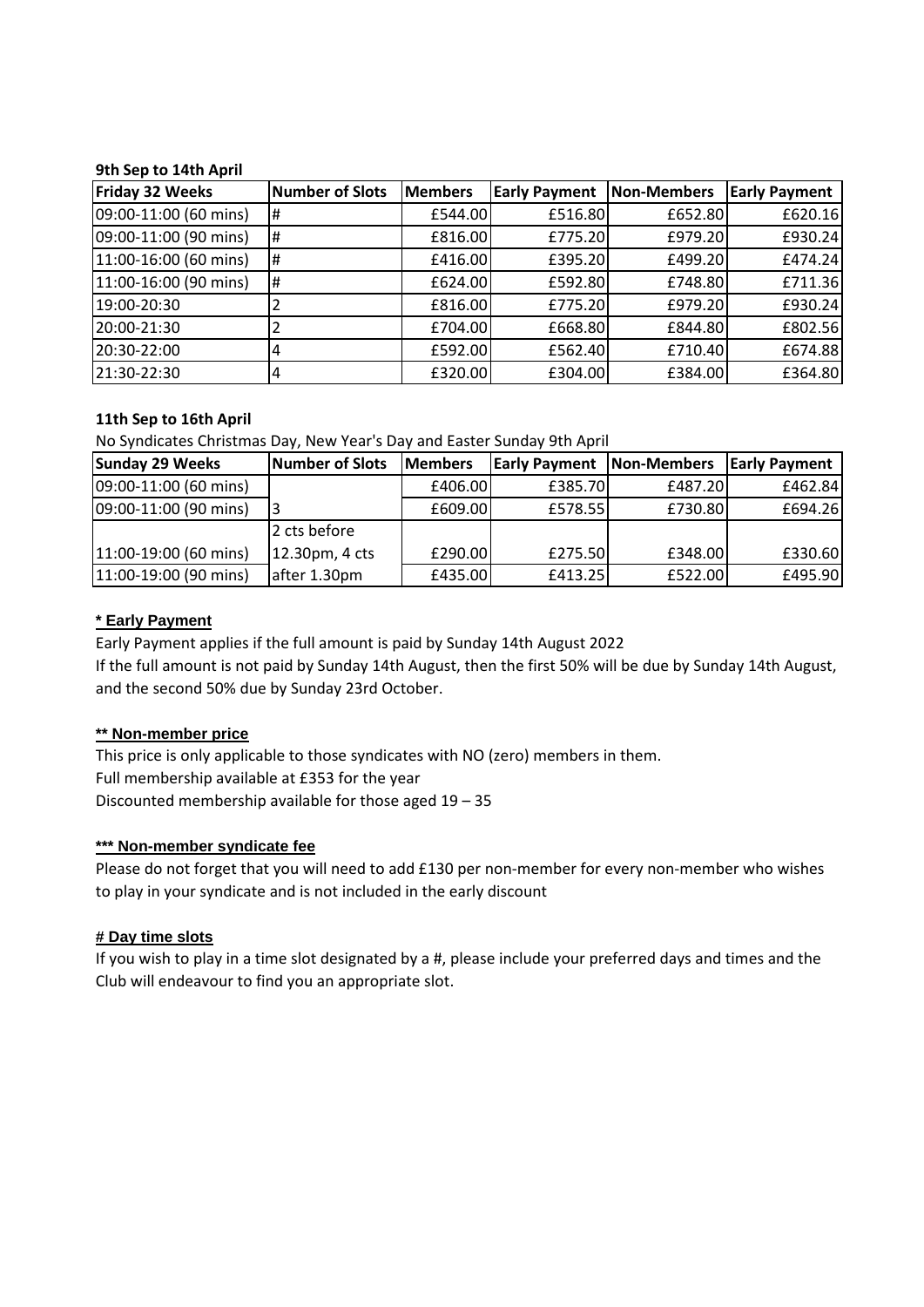**9th Sep to 14th April**

| Friday 32 Weeks | Number of Slots | Members | Early Payment | Non-Members | Early Payment |
|---|---|---|---|---|---|
| 09:00-11:00 (60 mins) | # | £544.00 | £516.80 | £652.80 | £620.16 |
| 09:00-11:00 (90 mins) | # | £816.00 | £775.20 | £979.20 | £930.24 |
| 11:00-16:00 (60 mins) | # | £416.00 | £395.20 | £499.20 | £474.24 |
| 11:00-16:00 (90 mins) | # | £624.00 | £592.80 | £748.80 | £711.36 |
| 19:00-20:30 | 2 | £816.00 | £775.20 | £979.20 | £930.24 |
| 20:00-21:30 | 2 | £704.00 | £668.80 | £844.80 | £802.56 |
| 20:30-22:00 | 4 | £592.00 | £562.40 | £710.40 | £674.88 |
| 21:30-22:30 | 4 | £320.00 | £304.00 | £384.00 | £364.80 |

**11th Sep to 16th April**

No Syndicates Christmas Day, New Year's Day and Easter Sunday 9th April

| Sunday 29 Weeks | Number of Slots | Members | Early Payment | Non-Members | Early Payment |
|---|---|---|---|---|---|
| 09:00-11:00 (60 mins) | 3 | £406.00 | £385.70 | £487.20 | £462.84 |
| 09:00-11:00 (90 mins) | | £609.00 | £578.55 | £730.80 | £694.26 |
| 11:00-19:00 (60 mins) | 2 cts before 12.30pm, 4 cts after 1.30pm | £290.00 | £275.50 | £348.00 | £330.60 |
| 11:00-19:00 (90 mins) | | £435.00 | £413.25 | £522.00 | £495.90 |

**\* Early Payment**

Early Payment applies if the full amount is paid by Sunday 14th August 2022

If the full amount is not paid by Sunday 14th August, then the first 50% will be due by Sunday 14th August, and the second 50% due by Sunday 23rd October.

**\*\* Non-member price**

This price is only applicable to those syndicates with NO (zero) members in them.

Full membership available at £353 for the year

Discounted membership available for those aged 19 – 35

**\*\*\* Non-member syndicate fee**

Please do not forget that you will need to add £130 per non-member for every non-member who wishes to play in your syndicate and is not included in the early discount

**# Day time slots**

If you wish to play in a time slot designated by a #, please include your preferred days and times and the Club will endeavour to find you an appropriate slot.